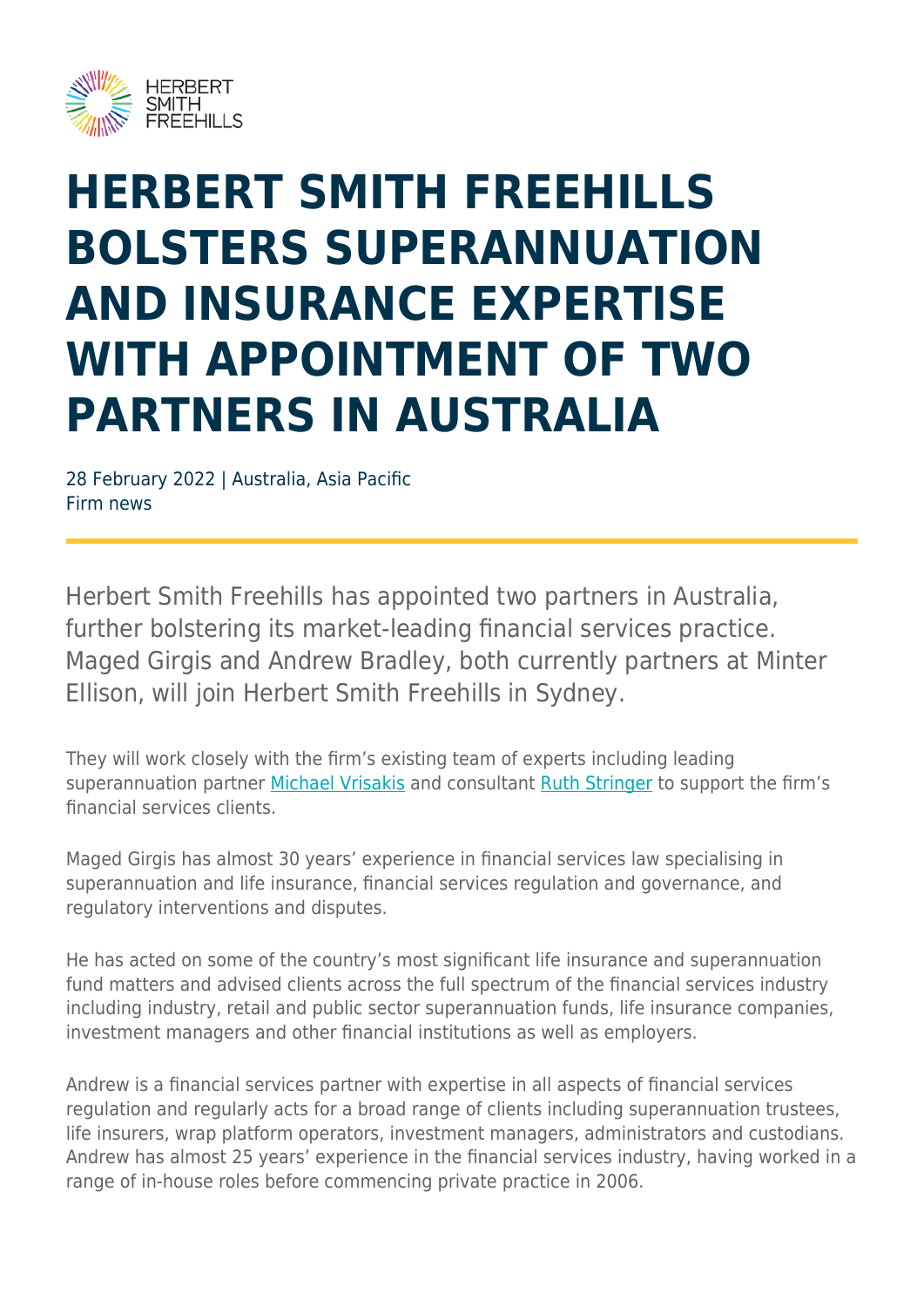# HERBERT SMITH FREEHILLS BOLSTERS SUPERANNUATION AND INSURANCE EXPERTISE WITH APPOINTMENT OF TWO PARTNERS IN AUSTRALIA

28 February 2022 | Australia, Asia Pacific
Firm news

Herbert Smith Freehills has appointed two partners in Australia, further bolstering its market-leading financial services practice. Maged Girgis and Andrew Bradley, both currently partners at Minter Ellison, will join Herbert Smith Freehills in Sydney.

They will work closely with the firm's existing team of experts including leading superannuation partner Michael Vrisakis and consultant Ruth Stringer to support the firm's financial services clients.

Maged Girgis has almost 30 years' experience in financial services law specialising in superannuation and life insurance, financial services regulation and governance, and regulatory interventions and disputes.

He has acted on some of the country's most significant life insurance and superannuation fund matters and advised clients across the full spectrum of the financial services industry including industry, retail and public sector superannuation funds, life insurance companies, investment managers and other financial institutions as well as employers.

Andrew is a financial services partner with expertise in all aspects of financial services regulation and regularly acts for a broad range of clients including superannuation trustees, life insurers, wrap platform operators, investment managers, administrators and custodians. Andrew has almost 25 years' experience in the financial services industry, having worked in a range of in-house roles before commencing private practice in 2006.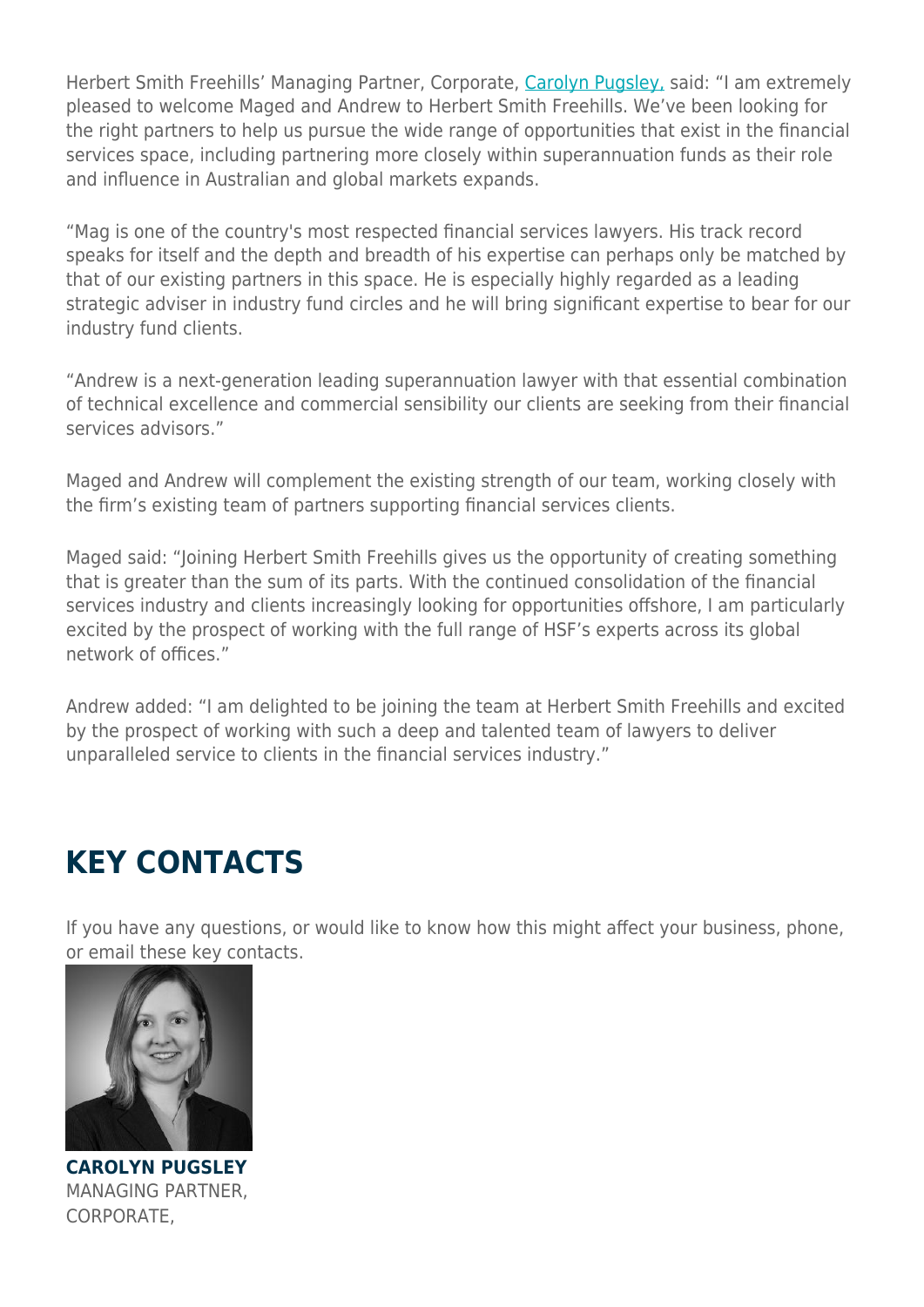Herbert Smith Freehills' Managing Partner, Corporate, [Carolyn Pugsley,](#) said: "I am extremely pleased to welcome Maged and Andrew to Herbert Smith Freehills. We've been looking for the right partners to help us pursue the wide range of opportunities that exist in the financial services space, including partnering more closely within superannuation funds as their role and influence in Australian and global markets expands.

"Mag is one of the country's most respected financial services lawyers. His track record speaks for itself and the depth and breadth of his expertise can perhaps only be matched by that of our existing partners in this space. He is especially highly regarded as a leading strategic adviser in industry fund circles and he will bring significant expertise to bear for our industry fund clients.

"Andrew is a next-generation leading superannuation lawyer with that essential combination of technical excellence and commercial sensibility our clients are seeking from their financial services advisors."

Maged and Andrew will complement the existing strength of our team, working closely with the firm's existing team of partners supporting financial services clients.

Maged said: "Joining Herbert Smith Freehills gives us the opportunity of creating something that is greater than the sum of its parts. With the continued consolidation of the financial services industry and clients increasingly looking for opportunities offshore, I am particularly excited by the prospect of working with the full range of HSF's experts across its global network of offices."

Andrew added: "I am delighted to be joining the team at Herbert Smith Freehills and excited by the prospect of working with such a deep and talented team of lawyers to deliver unparalleled service to clients in the financial services industry."

## KEY CONTACTS

If you have any questions, or would like to know how this might affect your business, phone, or email these key contacts.

**CAROLYN PUGSLEY**
MANAGING PARTNER, CORPORATE,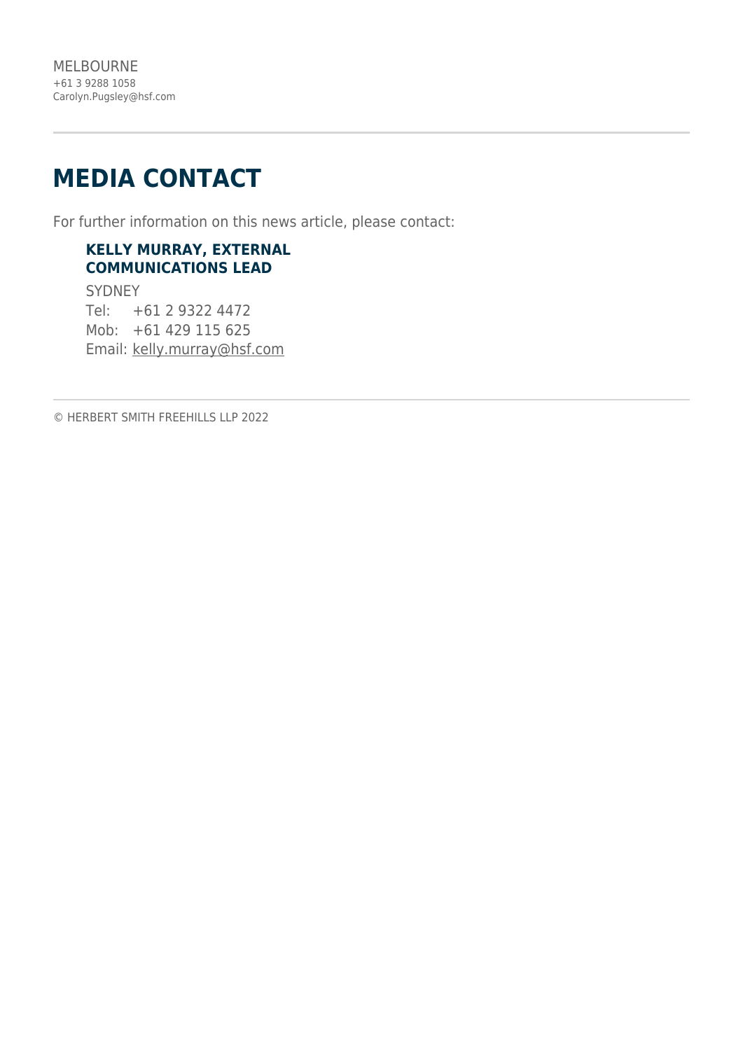MELBOURNE
+61 3 9288 1058
Carolyn.Pugsley@hsf.com

---

## MEDIA CONTACT

For further information on this news article, please contact:

**KELLY MURRAY, EXTERNAL COMMUNICATIONS LEAD**

SYDNEY
Tel: +61 2 9322 4472
Mob: +61 429 115 625
Email: kelly.murray@hsf.com

---

© HERBERT SMITH FREEHILLS LLP 2022